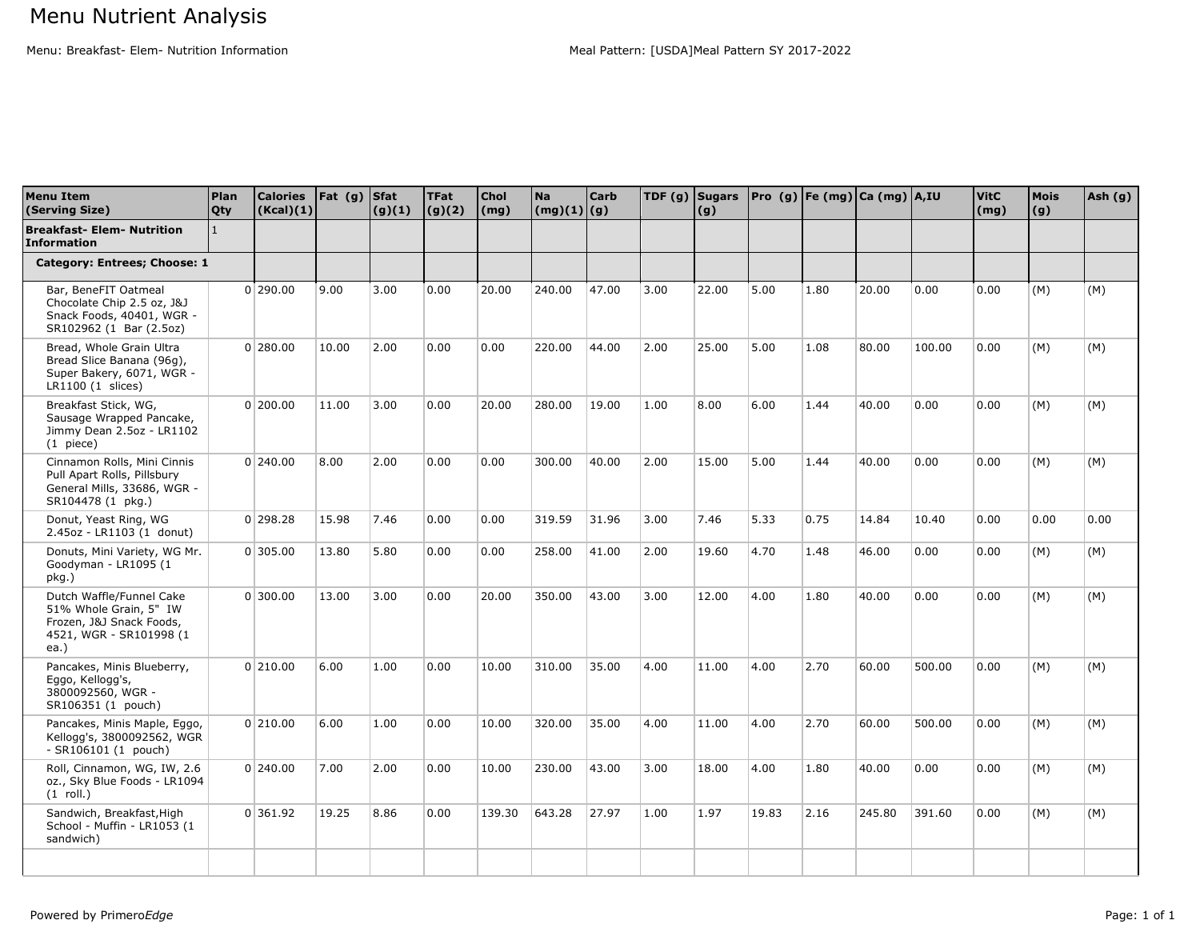# Menu Nutrient Analysis

Menu: Breakfast- Elem- Nutrition Information

Meal Pattern: [USDA]Meal Pattern SY 2017-2022

| Menu Item (Serving Size) | Plan Qty | Calories (Kcal)(1) | Fat (g) | Sfat (g)(1) | TFat (g)(2) | Chol (mg) | Na (mg)(1) | Carb (g) | TDF (g) | Sugars (g) | Pro (g) | Fe (mg) | Ca (mg) | A,IU | VitC (mg) | Mois (g) | Ash (g) |
|---|---|---|---|---|---|---|---|---|---|---|---|---|---|---|---|---|---|
| **Breakfast- Elem- Nutrition Information** | 1 | | | | | | | | | | | | | | | | |
| **Category: Entrees; Choose: 1** | | | | | | | | | | | | | | | | | |
| Bar, BeneFIT Oatmeal Chocolate Chip 2.5 oz, J&J Snack Foods, 40401, WGR - SR102962 (1 Bar (2.5oz) | 0 | 290.00 | 9.00 | 3.00 | 0.00 | 20.00 | 240.00 | 47.00 | 3.00 | 22.00 | 5.00 | 1.80 | 20.00 | 0.00 | 0.00 | (M) | (M) |
| Bread, Whole Grain Ultra Bread Slice Banana (96g), Super Bakery, 6071, WGR - LR1100 (1 slices) | 0 | 280.00 | 10.00 | 2.00 | 0.00 | 0.00 | 220.00 | 44.00 | 2.00 | 25.00 | 5.00 | 1.08 | 80.00 | 100.00 | 0.00 | (M) | (M) |
| Breakfast Stick, WG, Sausage Wrapped Pancake, Jimmy Dean 2.5oz - LR1102 (1 piece) | 0 | 200.00 | 11.00 | 3.00 | 0.00 | 20.00 | 280.00 | 19.00 | 1.00 | 8.00 | 6.00 | 1.44 | 40.00 | 0.00 | 0.00 | (M) | (M) |
| Cinnamon Rolls, Mini Cinnis Pull Apart Rolls, Pillsbury General Mills, 33686, WGR - SR104478 (1 pkg.) | 0 | 240.00 | 8.00 | 2.00 | 0.00 | 0.00 | 300.00 | 40.00 | 2.00 | 15.00 | 5.00 | 1.44 | 40.00 | 0.00 | 0.00 | (M) | (M) |
| Donut, Yeast Ring, WG 2.45oz - LR1103 (1 donut) | 0 | 298.28 | 15.98 | 7.46 | 0.00 | 0.00 | 319.59 | 31.96 | 3.00 | 7.46 | 5.33 | 0.75 | 14.84 | 10.40 | 0.00 | 0.00 | 0.00 |
| Donuts, Mini Variety, WG Mr. Goodyman - LR1095 (1 pkg.) | 0 | 305.00 | 13.80 | 5.80 | 0.00 | 0.00 | 258.00 | 41.00 | 2.00 | 19.60 | 4.70 | 1.48 | 46.00 | 0.00 | 0.00 | (M) | (M) |
| Dutch Waffle/Funnel Cake 51% Whole Grain, 5" IW Frozen, J&J Snack Foods, 4521, WGR - SR101998 (1 ea.) | 0 | 300.00 | 13.00 | 3.00 | 0.00 | 20.00 | 350.00 | 43.00 | 3.00 | 12.00 | 4.00 | 1.80 | 40.00 | 0.00 | 0.00 | (M) | (M) |
| Pancakes, Minis Blueberry, Eggo, Kellogg's, 3800092560, WGR - SR106351 (1 pouch) | 0 | 210.00 | 6.00 | 1.00 | 0.00 | 10.00 | 310.00 | 35.00 | 4.00 | 11.00 | 4.00 | 2.70 | 60.00 | 500.00 | 0.00 | (M) | (M) |
| Pancakes, Minis Maple, Eggo, Kellogg's, 3800092562, WGR - SR106101 (1 pouch) | 0 | 210.00 | 6.00 | 1.00 | 0.00 | 10.00 | 320.00 | 35.00 | 4.00 | 11.00 | 4.00 | 2.70 | 60.00 | 500.00 | 0.00 | (M) | (M) |
| Roll, Cinnamon, WG, IW, 2.6 oz., Sky Blue Foods - LR1094 (1 roll.) | 0 | 240.00 | 7.00 | 2.00 | 0.00 | 10.00 | 230.00 | 43.00 | 3.00 | 18.00 | 4.00 | 1.80 | 40.00 | 0.00 | 0.00 | (M) | (M) |
| Sandwich, Breakfast,High School - Muffin - LR1053 (1 sandwich) | 0 | 361.92 | 19.25 | 8.86 | 0.00 | 139.30 | 643.28 | 27.97 | 1.00 | 1.97 | 19.83 | 2.16 | 245.80 | 391.60 | 0.00 | (M) | (M) |

Powered by Primero*Edge*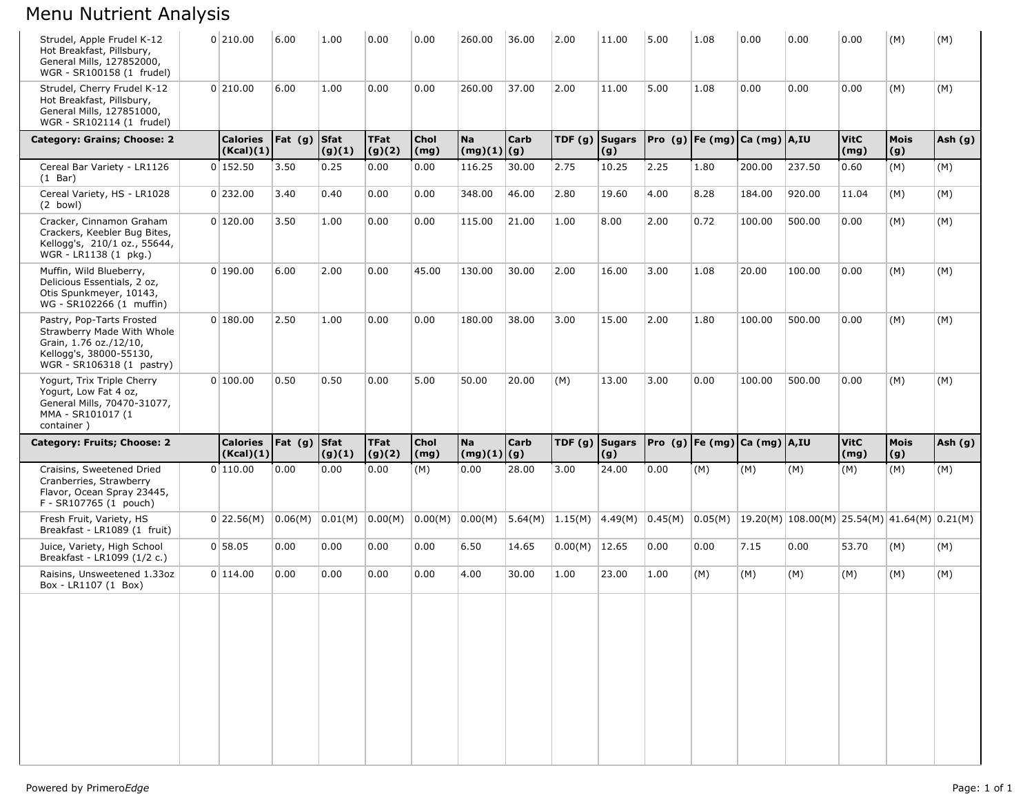# Menu Nutrient Analysis

| | | Calories (Kcal)(1) | Fat (g) | Sfat (g)(1) | TFat (g)(2) | Chol (mg) | Na (mg)(1) | Carb (g) | TDF (g) | Sugars (g) | Pro (g) | Fe (mg) | Ca (mg) | A,IU | VitC (mg) | Mois (g) | Ash (g) |
|---|---|---|---|---|---|---|---|---|---|---|---|---|---|---|---|---|---|
| Strudel, Apple Frudel K-12 Hot Breakfast, Pillsbury, General Mills, 127852000, WGR - SR100158 (1 frudel) | 0 | 210.00 | 6.00 | 1.00 | 0.00 | 0.00 | 260.00 | 36.00 | 2.00 | 11.00 | 5.00 | 1.08 | 0.00 | 0.00 | 0.00 | (M) | (M) |
| Strudel, Cherry Frudel K-12 Hot Breakfast, Pillsbury, General Mills, 127851000, WGR - SR102114 (1 frudel) | 0 | 210.00 | 6.00 | 1.00 | 0.00 | 0.00 | 260.00 | 37.00 | 2.00 | 11.00 | 5.00 | 1.08 | 0.00 | 0.00 | 0.00 | (M) | (M) |
| **Category: Grains; Choose: 2** | | **Calories (Kcal)(1)** | **Fat (g)** | **Sfat (g)(1)** | **TFat (g)(2)** | **Chol (mg)** | **Na (mg)(1)** | **Carb (g)** | **TDF (g)** | **Sugars (g)** | **Pro (g)** | **Fe (mg)** | **Ca (mg)** | **A,IU** | **VitC (mg)** | **Mois (g)** | **Ash (g)** |
| Cereal Bar Variety - LR1126 (1 Bar) | 0 | 152.50 | 3.50 | 0.25 | 0.00 | 0.00 | 116.25 | 30.00 | 2.75 | 10.25 | 2.25 | 1.80 | 200.00 | 237.50 | 0.60 | (M) | (M) |
| Cereal Variety, HS - LR1028 (2 bowl) | 0 | 232.00 | 3.40 | 0.40 | 0.00 | 0.00 | 348.00 | 46.00 | 2.80 | 19.60 | 4.00 | 8.28 | 184.00 | 920.00 | 11.04 | (M) | (M) |
| Cracker, Cinnamon Graham Crackers, Keebler Bug Bites, Kellogg's, 210/1 oz., 55644, WGR - LR1138 (1 pkg.) | 0 | 120.00 | 3.50 | 1.00 | 0.00 | 0.00 | 115.00 | 21.00 | 1.00 | 8.00 | 2.00 | 0.72 | 100.00 | 500.00 | 0.00 | (M) | (M) |
| Muffin, Wild Blueberry, Delicious Essentials, 2 oz, Otis Spunkmeyer, 10143, WG - SR102266 (1 muffin) | 0 | 190.00 | 6.00 | 2.00 | 0.00 | 45.00 | 130.00 | 30.00 | 2.00 | 16.00 | 3.00 | 1.08 | 20.00 | 100.00 | 0.00 | (M) | (M) |
| Pastry, Pop-Tarts Frosted Strawberry Made With Whole Grain, 1.76 oz./12/10, Kellogg's, 38000-55130, WGR - SR106318 (1 pastry) | 0 | 180.00 | 2.50 | 1.00 | 0.00 | 0.00 | 180.00 | 38.00 | 3.00 | 15.00 | 2.00 | 1.80 | 100.00 | 500.00 | 0.00 | (M) | (M) |
| Yogurt, Trix Triple Cherry Yogurt, Low Fat 4 oz, General Mills, 70470-31077, MMA - SR101017 (1 container ) | 0 | 100.00 | 0.50 | 0.50 | 0.00 | 5.00 | 50.00 | 20.00 | (M) | 13.00 | 3.00 | 0.00 | 100.00 | 500.00 | 0.00 | (M) | (M) |
| **Category: Fruits; Choose: 2** | | **Calories (Kcal)(1)** | **Fat (g)** | **Sfat (g)(1)** | **TFat (g)(2)** | **Chol (mg)** | **Na (mg)(1)** | **Carb (g)** | **TDF (g)** | **Sugars (g)** | **Pro (g)** | **Fe (mg)** | **Ca (mg)** | **A,IU** | **VitC (mg)** | **Mois (g)** | **Ash (g)** |
| Craisins, Sweetened Dried Cranberries, Strawberry Flavor, Ocean Spray 23445, F - SR107765 (1 pouch) | 0 | 110.00 | 0.00 | 0.00 | 0.00 | (M) | 0.00 | 28.00 | 3.00 | 24.00 | 0.00 | (M) | (M) | (M) | (M) | (M) | (M) |
| Fresh Fruit, Variety, HS Breakfast - LR1089 (1 fruit) | 0 | 22.56(M) | 0.06(M) | 0.01(M) | 0.00(M) | 0.00(M) | 0.00(M) | 5.64(M) | 1.15(M) | 4.49(M) | 0.45(M) | 0.05(M) | 19.20(M) | 108.00(M) | 25.54(M) | 41.64(M) | 0.21(M) |
| Juice, Variety, High School Breakfast - LR1099 (1/2 c.) | 0 | 58.05 | 0.00 | 0.00 | 0.00 | 0.00 | 6.50 | 14.65 | 0.00(M) | 12.65 | 0.00 | 0.00 | 7.15 | 0.00 | 53.70 | (M) | (M) |
| Raisins, Unsweetened 1.33oz Box - LR1107 (1 Box) | 0 | 114.00 | 0.00 | 0.00 | 0.00 | 0.00 | 4.00 | 30.00 | 1.00 | 23.00 | 1.00 | (M) | (M) | (M) | (M) | (M) | (M) |

Powered by Primero*Edge*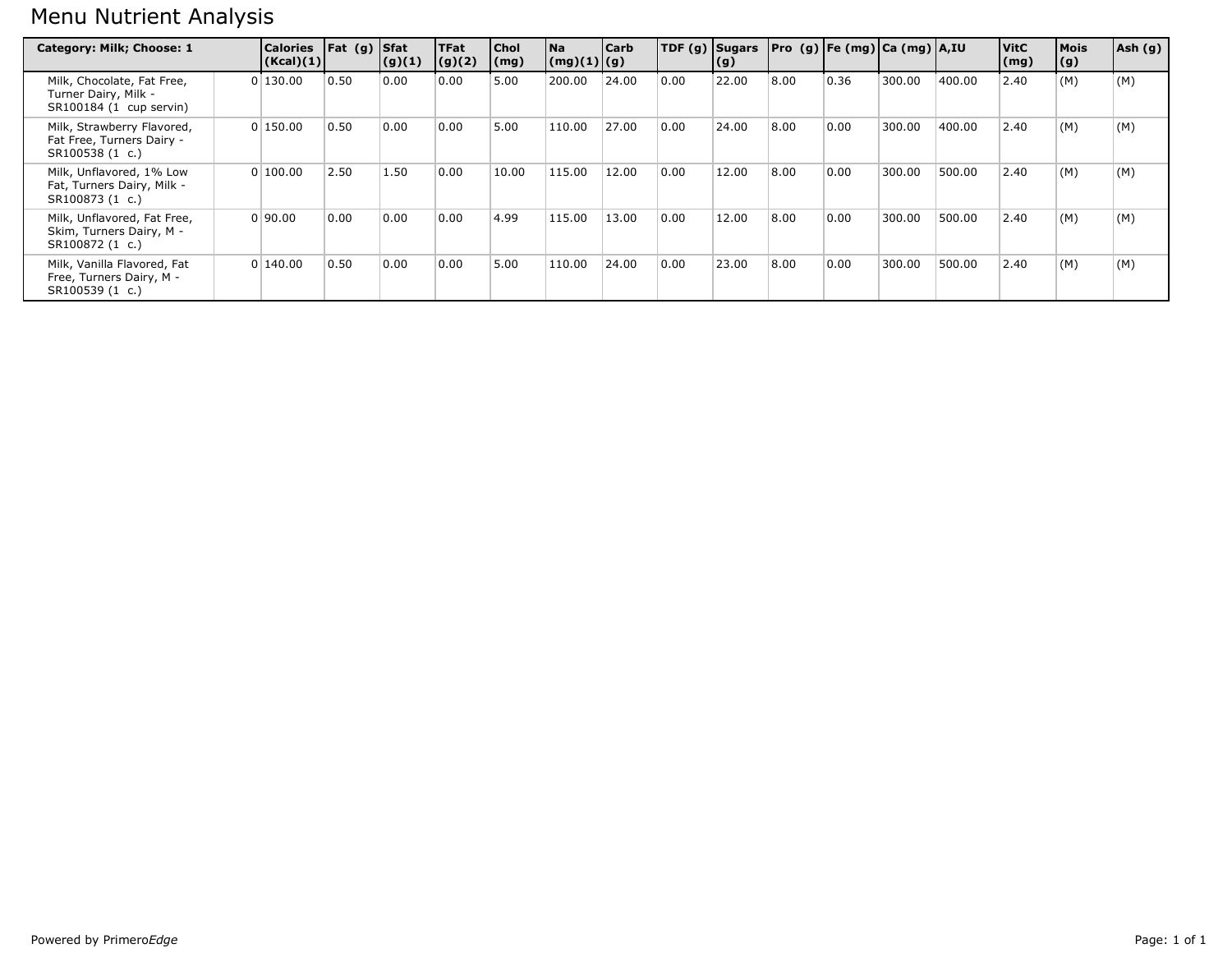# Menu Nutrient Analysis

| Category: Milk; Choose: 1 | | Calories (Kcal)(1) | Fat (g) | Sfat (g)(1) | TFat (g)(2) | Chol (mg) | Na (mg)(1) | Carb (g) | TDF (g) | Sugars (g) | Pro (g) | Fe (mg) | Ca (mg) | A,IU | VitC (mg) | Mois (g) | Ash (g) |
|---|---|---|---|---|---|---|---|---|---|---|---|---|---|---|---|---|---|
| Milk, Chocolate, Fat Free, Turner Dairy, Milk - SR100184 (1 cup servin) | 0 | 130.00 | 0.50 | 0.00 | 0.00 | 5.00 | 200.00 | 24.00 | 0.00 | 22.00 | 8.00 | 0.36 | 300.00 | 400.00 | 2.40 | (M) | (M) |
| Milk, Strawberry Flavored, Fat Free, Turners Dairy - SR100538 (1 c.) | 0 | 150.00 | 0.50 | 0.00 | 0.00 | 5.00 | 110.00 | 27.00 | 0.00 | 24.00 | 8.00 | 0.00 | 300.00 | 400.00 | 2.40 | (M) | (M) |
| Milk, Unflavored, 1% Low Fat, Turners Dairy, Milk - SR100873 (1 c.) | 0 | 100.00 | 2.50 | 1.50 | 0.00 | 10.00 | 115.00 | 12.00 | 0.00 | 12.00 | 8.00 | 0.00 | 300.00 | 500.00 | 2.40 | (M) | (M) |
| Milk, Unflavored, Fat Free, Skim, Turners Dairy, M - SR100872 (1 c.) | 0 | 90.00 | 0.00 | 0.00 | 0.00 | 4.99 | 115.00 | 13.00 | 0.00 | 12.00 | 8.00 | 0.00 | 300.00 | 500.00 | 2.40 | (M) | (M) |
| Milk, Vanilla Flavored, Fat Free, Turners Dairy, M - SR100539 (1 c.) | 0 | 140.00 | 0.50 | 0.00 | 0.00 | 5.00 | 110.00 | 24.00 | 0.00 | 23.00 | 8.00 | 0.00 | 300.00 | 500.00 | 2.40 | (M) | (M) |

Powered by Primero*Edge*